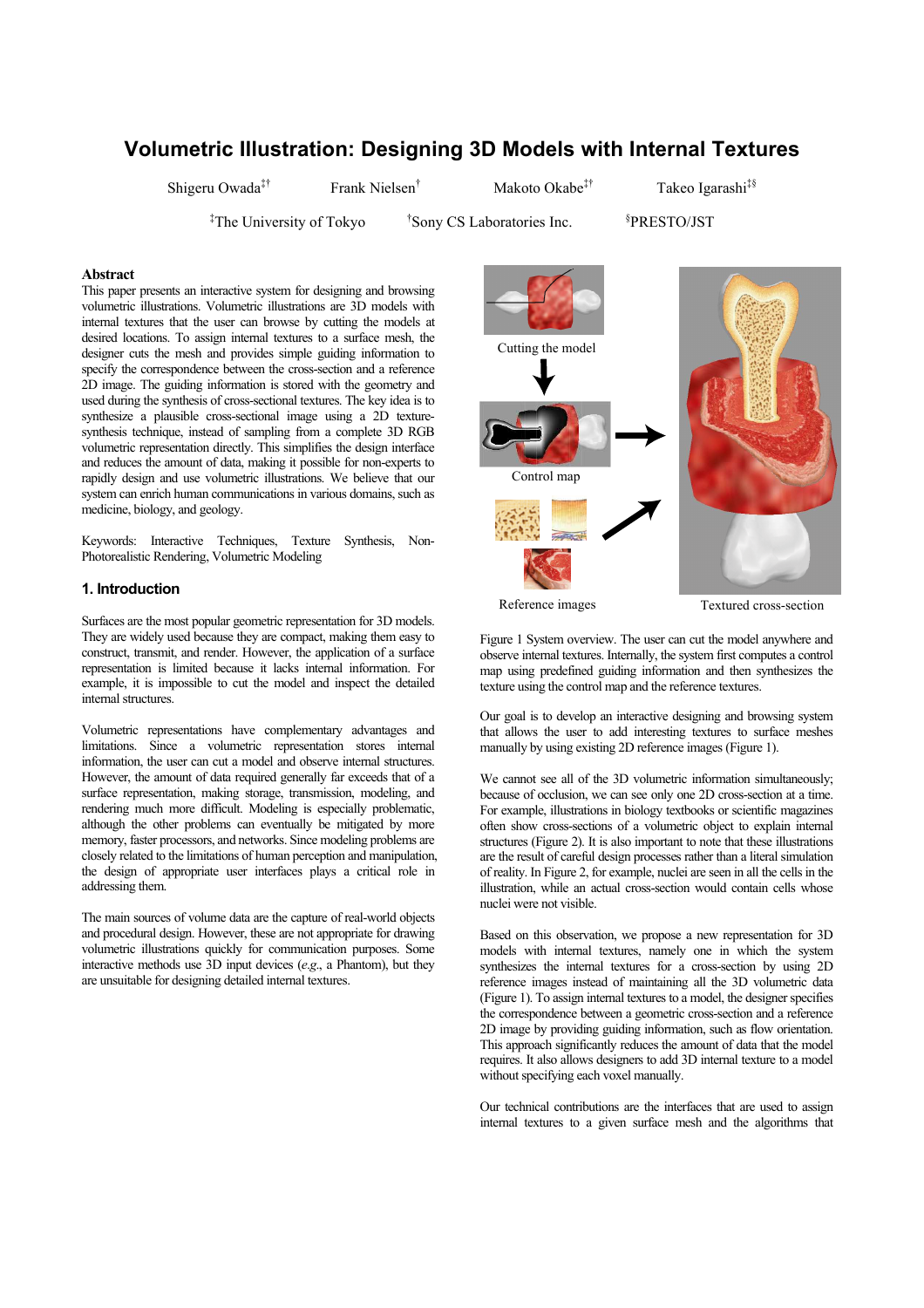# Volumetric Illustration: Designing 3D Models with Internal Textures

Shigeru Owada[‡†] Frank Nielsen[†] Makoto Okabe[‡†] Takeo Igarashi[‡§]

[‡]The University of Tokyo [†]Sony CS Laboratories Inc. [§]PRESTO/JST

## Abstract

This paper presents an interactive system for designing and browsing volumetric illustrations. Volumetric illustrations are 3D models with internal textures that the user can browse by cutting the models at desired locations. To assign internal textures to a surface mesh, the designer cuts the mesh and provides simple guiding information to specify the correspondence between the cross-section and a reference 2D image. The guiding information is stored with the geometry and used during the synthesis of cross-sectional textures. The key idea is to synthesize a plausible cross-sectional image using a 2D texture-synthesis technique, instead of sampling from a complete 3D RGB volumetric representation directly. This simplifies the design interface and reduces the amount of data, making it possible for non-experts to rapidly design and use volumetric illustrations. We believe that our system can enrich human communications in various domains, such as medicine, biology, and geology.

Keywords: Interactive Techniques, Texture Synthesis, Non-Photorealistic Rendering, Volumetric Modeling

## 1. Introduction

Surfaces are the most popular geometric representation for 3D models. They are widely used because they are compact, making them easy to construct, transmit, and render. However, the application of a surface representation is limited because it lacks internal information. For example, it is impossible to cut the model and inspect the detailed internal structures.

Volumetric representations have complementary advantages and limitations. Since a volumetric representation stores internal information, the user can cut a model and observe internal structures. However, the amount of data required generally far exceeds that of a surface representation, making storage, transmission, modeling, and rendering much more difficult. Modeling is especially problematic, although the other problems can eventually be mitigated by more memory, faster processors, and networks. Since modeling problems are closely related to the limitations of human perception and manipulation, the design of appropriate user interfaces plays a critical role in addressing them.

The main sources of volume data are the capture of real-world objects and procedural design. However, these are not appropriate for drawing volumetric illustrations quickly for communication purposes. Some interactive methods use 3D input devices (*e.g.*, a Phantom), but they are unsuitable for designing detailed internal textures.

Cutting the model

Control map

Reference images

Textured cross-section

Figure 1 System overview. The user can cut the model anywhere and observe internal textures. Internally, the system first computes a control map using predefined guiding information and then synthesizes the texture using the control map and the reference textures.

Our goal is to develop an interactive designing and browsing system that allows the user to add interesting textures to surface meshes manually by using existing 2D reference images (Figure 1).

We cannot see all of the 3D volumetric information simultaneously; because of occlusion, we can see only one 2D cross-section at a time. For example, illustrations in biology textbooks or scientific magazines often show cross-sections of a volumetric object to explain internal structures (Figure 2). It is also important to note that these illustrations are the result of careful design processes rather than a literal simulation of reality. In Figure 2, for example, nuclei are seen in all the cells in the illustration, while an actual cross-section would contain cells whose nuclei were not visible.

Based on this observation, we propose a new representation for 3D models with internal textures, namely one in which the system synthesizes the internal textures for a cross-section by using 2D reference images instead of maintaining all the 3D volumetric data (Figure 1). To assign internal textures to a model, the designer specifies the correspondence between a geometric cross-section and a reference 2D image by providing guiding information, such as flow orientation. This approach significantly reduces the amount of data that the model requires. It also allows designers to add 3D internal texture to a model without specifying each voxel manually.

Our technical contributions are the interfaces that are used to assign internal textures to a given surface mesh and the algorithms that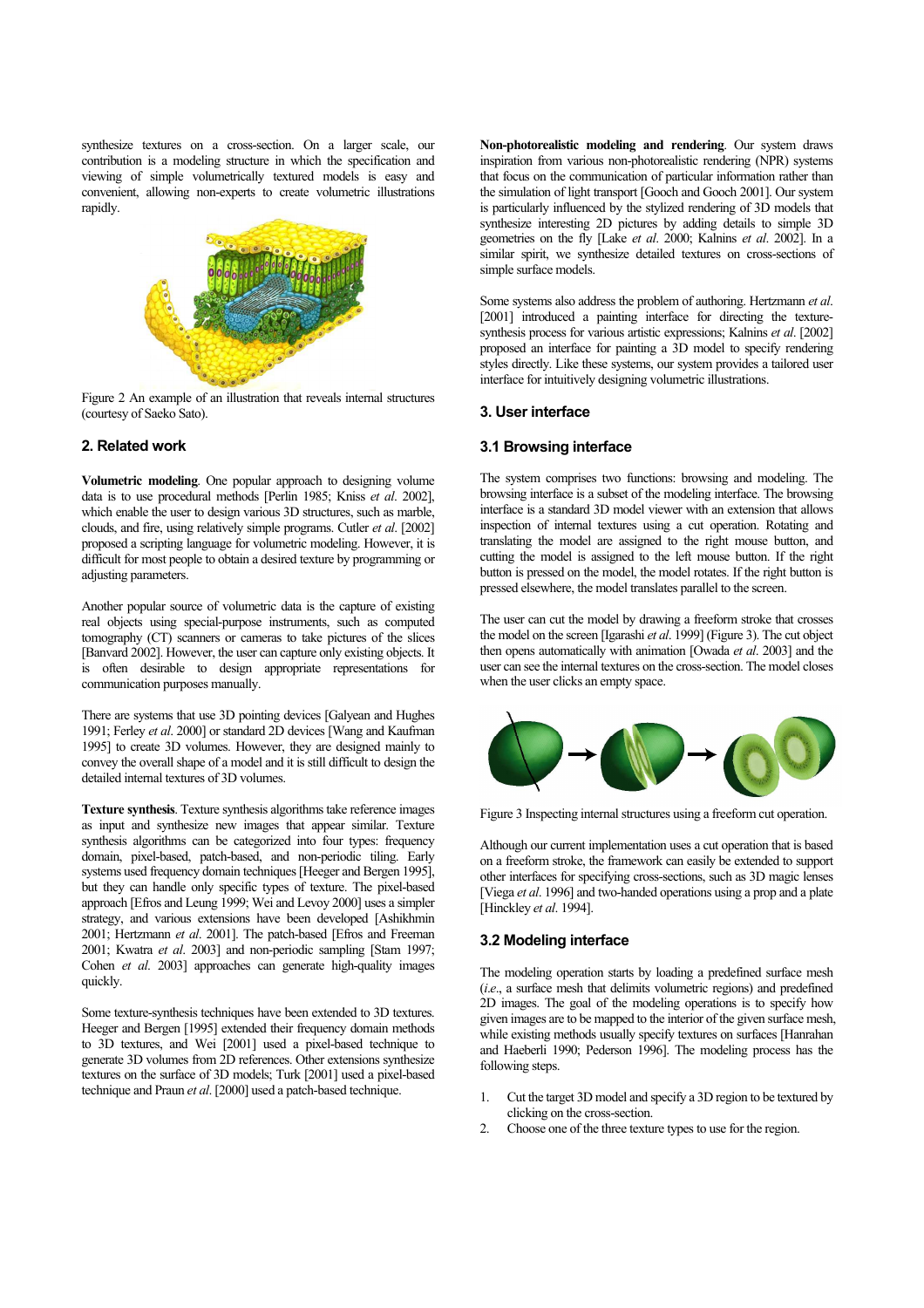synthesize textures on a cross-section. On a larger scale, our contribution is a modeling structure in which the specification and viewing of simple volumetrically textured models is easy and convenient, allowing non-experts to create volumetric illustrations rapidly.

Figure 2 An example of an illustration that reveals internal structures (courtesy of Saeko Sato).

## 2. Related work

**Volumetric modeling**. One popular approach to designing volume data is to use procedural methods [Perlin 1985; Kniss *et al.* 2002], which enable the user to design various 3D structures, such as marble, clouds, and fire, using relatively simple programs. Cutler *et al.* [2002] proposed a scripting language for volumetric modeling. However, it is difficult for most people to obtain a desired texture by programming or adjusting parameters.

Another popular source of volumetric data is the capture of existing real objects using special-purpose instruments, such as computed tomography (CT) scanners or cameras to take pictures of the slices [Banvard 2002]. However, the user can capture only existing objects. It is often desirable to design appropriate representations for communication purposes manually.

There are systems that use 3D pointing devices [Galyean and Hughes 1991; Ferley *et al.* 2000] or standard 2D devices [Wang and Kaufman 1995] to create 3D volumes. However, they are designed mainly to convey the overall shape of a model and it is still difficult to design the detailed internal textures of 3D volumes.

**Texture synthesis**. Texture synthesis algorithms take reference images as input and synthesize new images that appear similar. Texture synthesis algorithms can be categorized into four types: frequency domain, pixel-based, patch-based, and non-periodic tiling. Early systems used frequency domain techniques [Heeger and Bergen 1995], but they can handle only specific types of texture. The pixel-based approach [Efros and Leung 1999; Wei and Levoy 2000] uses a simpler strategy, and various extensions have been developed [Ashikhmin 2001; Hertzmann *et al.* 2001]. The patch-based [Efros and Freeman 2001; Kwatra *et al.* 2003] and non-periodic sampling [Stam 1997; Cohen *et al.* 2003] approaches can generate high-quality images quickly.

Some texture-synthesis techniques have been extended to 3D textures. Heeger and Bergen [1995] extended their frequency domain methods to 3D textures, and Wei [2001] used a pixel-based technique to generate 3D volumes from 2D references. Other extensions synthesize textures on the surface of 3D models; Turk [2001] used a pixel-based technique and Praun *et al.* [2000] used a patch-based technique.

**Non-photorealistic modeling and rendering**. Our system draws inspiration from various non-photorealistic rendering (NPR) systems that focus on the communication of particular information rather than the simulation of light transport [Gooch and Gooch 2001]. Our system is particularly influenced by the stylized rendering of 3D models that synthesize interesting 2D pictures by adding details to simple 3D geometries on the fly [Lake *et al.* 2000; Kalnins *et al.* 2002]. In a similar spirit, we synthesize detailed textures on cross-sections of simple surface models.

Some systems also address the problem of authoring. Hertzmann *et al.* [2001] introduced a painting interface for directing the texture-synthesis process for various artistic expressions; Kalnins *et al.* [2002] proposed an interface for painting a 3D model to specify rendering styles directly. Like these systems, our system provides a tailored user interface for intuitively designing volumetric illustrations.

## 3. User interface

### 3.1 Browsing interface

The system comprises two functions: browsing and modeling. The browsing interface is a subset of the modeling interface. The browsing interface is a standard 3D model viewer with an extension that allows inspection of internal textures using a cut operation. Rotating and translating the model are assigned to the right mouse button, and cutting the model is assigned to the left mouse button. If the right button is pressed on the model, the model rotates. If the right button is pressed elsewhere, the model translates parallel to the screen.

The user can cut the model by drawing a freeform stroke that crosses the model on the screen [Igarashi *et al.* 1999] (Figure 3). The cut object then opens automatically with animation [Owada *et al.* 2003] and the user can see the internal textures on the cross-section. The model closes when the user clicks an empty space.

Figure 3 Inspecting internal structures using a freeform cut operation.

Although our current implementation uses a cut operation that is based on a freeform stroke, the framework can easily be extended to support other interfaces for specifying cross-sections, such as 3D magic lenses [Viega *et al.* 1996] and two-handed operations using a prop and a plate [Hinckley *et al.* 1994].

### 3.2 Modeling interface

The modeling operation starts by loading a predefined surface mesh (*i.e.*, a surface mesh that delimits volumetric regions) and predefined 2D images. The goal of the modeling operations is to specify how given images are to be mapped to the interior of the given surface mesh, while existing methods usually specify textures on surfaces [Hanrahan and Haeberli 1990; Pederson 1996]. The modeling process has the following steps.

1. Cut the target 3D model and specify a 3D region to be textured by clicking on the cross-section.
2. Choose one of the three texture types to use for the region.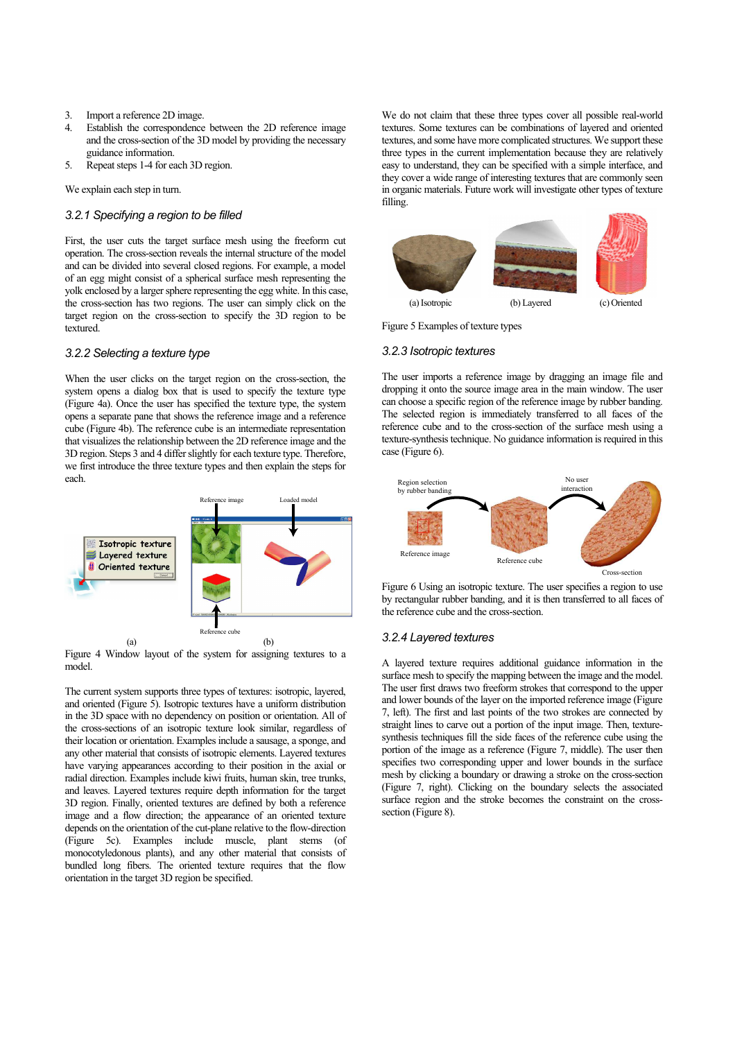3. Import a reference 2D image.
4. Establish the correspondence between the 2D reference image and the cross-section of the 3D model by providing the necessary guidance information.
5. Repeat steps 1-4 for each 3D region.

We explain each step in turn.

### 3.2.1 Specifying a region to be filled

First, the user cuts the target surface mesh using the freeform cut operation. The cross-section reveals the internal structure of the model and can be divided into several closed regions. For example, a model of an egg might consist of a spherical surface mesh representing the yolk enclosed by a larger sphere representing the egg white. In this case, the cross-section has two regions. The user can simply click on the target region on the cross-section to specify the 3D region to be textured.

### 3.2.2 Selecting a texture type

When the user clicks on the target region on the cross-section, the system opens a dialog box that is used to specify the texture type (Figure 4a). Once the user has specified the texture type, the system opens a separate pane that shows the reference image and a reference cube (Figure 4b). The reference cube is an intermediate representation that visualizes the relationship between the 2D reference image and the 3D region. Steps 3 and 4 differ slightly for each texture type. Therefore, we first introduce the three texture types and then explain the steps for each.

Figure 4 Window layout of the system for assigning textures to a model.

The current system supports three types of textures: isotropic, layered, and oriented (Figure 5). Isotropic textures have a uniform distribution in the 3D space with no dependency on position or orientation. All of the cross-sections of an isotropic texture look similar, regardless of their location or orientation. Examples include a sausage, a sponge, and any other material that consists of isotropic elements. Layered textures have varying appearances according to their position in the axial or radial direction. Examples include kiwi fruits, human skin, tree trunks, and leaves. Layered textures require depth information for the target 3D region. Finally, oriented textures are defined by both a reference image and a flow direction; the appearance of an oriented texture depends on the orientation of the cut-plane relative to the flow-direction (Figure 5c). Examples include muscle, plant stems (of monocotyledonous plants), and any other material that consists of bundled long fibers. The oriented texture requires that the flow orientation in the target 3D region be specified.

We do not claim that these three types cover all possible real-world textures. Some textures can be combinations of layered and oriented textures, and some have more complicated structures. We support these three types in the current implementation because they are relatively easy to understand, they can be specified with a simple interface, and they cover a wide range of interesting textures that are commonly seen in organic materials. Future work will investigate other types of texture filling.

Figure 5 Examples of texture types

### 3.2.3 Isotropic textures

The user imports a reference image by dragging an image file and dropping it onto the source image area in the main window. The user can choose a specific region of the reference image by rubber banding. The selected region is immediately transferred to all faces of the reference cube and to the cross-section of the surface mesh using a texture-synthesis technique. No guidance information is required in this case (Figure 6).

Figure 6 Using an isotropic texture. The user specifies a region to use by rectangular rubber banding, and it is then transferred to all faces of the reference cube and the cross-section.

### 3.2.4 Layered textures

A layered texture requires additional guidance information in the surface mesh to specify the mapping between the image and the model. The user first draws two freeform strokes that correspond to the upper and lower bounds of the layer on the imported reference image (Figure 7, left). The first and last points of the two strokes are connected by straight lines to carve out a portion of the input image. Then, texture-synthesis techniques fill the side faces of the reference cube using the portion of the image as a reference (Figure 7, middle). The user then specifies two corresponding upper and lower bounds in the surface mesh by clicking a boundary or drawing a stroke on the cross-section (Figure 7, right). Clicking on the boundary selects the associated surface region and the stroke becomes the constraint on the cross-section (Figure 8).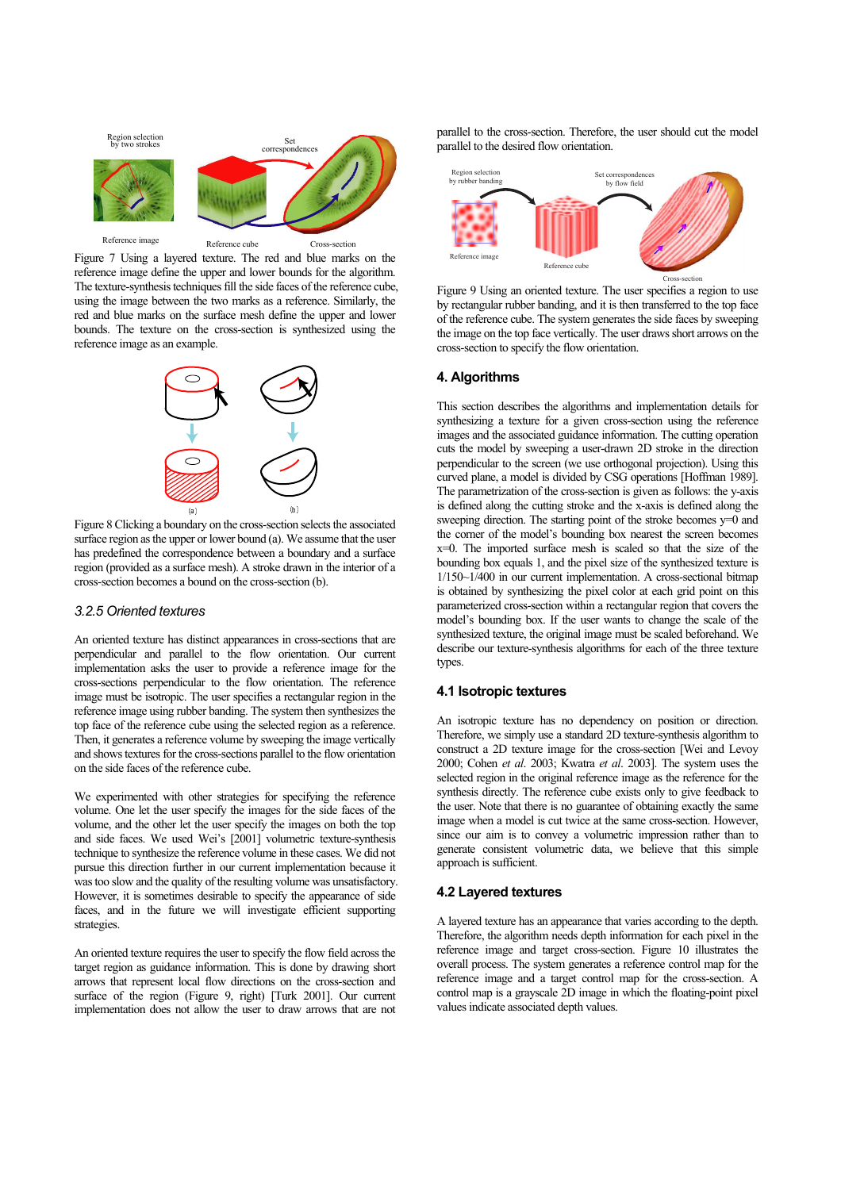Figure 7 Using a layered texture. The red and blue marks on the reference image define the upper and lower bounds for the algorithm. The texture-synthesis techniques fill the side faces of the reference cube, using the image between the two marks as a reference. Similarly, the red and blue marks on the surface mesh define the upper and lower bounds. The texture on the cross-section is synthesized using the reference image as an example.

Figure 8 Clicking a boundary on the cross-section selects the associated surface region as the upper or lower bound (a). We assume that the user has predefined the correspondence between a boundary and a surface region (provided as a surface mesh). A stroke drawn in the interior of a cross-section becomes a bound on the cross-section (b).

### 3.2.5 Oriented textures

An oriented texture has distinct appearances in cross-sections that are perpendicular and parallel to the flow orientation. Our current implementation asks the user to provide a reference image for the cross-sections perpendicular to the flow orientation. The reference image must be isotropic. The user specifies a rectangular region in the reference image using rubber banding. The system then synthesizes the top face of the reference cube using the selected region as a reference. Then, it generates a reference volume by sweeping the image vertically and shows textures for the cross-sections parallel to the flow orientation on the side faces of the reference cube.

We experimented with other strategies for specifying the reference volume. One let the user specify the images for the side faces of the volume, and the other let the user specify the images on both the top and side faces. We used Wei's [2001] volumetric texture-synthesis technique to synthesize the reference volume in these cases. We did not pursue this direction further in our current implementation because it was too slow and the quality of the resulting volume was unsatisfactory. However, it is sometimes desirable to specify the appearance of side faces, and in the future we will investigate efficient supporting strategies.

An oriented texture requires the user to specify the flow field across the target region as guidance information. This is done by drawing short arrows that represent local flow directions on the cross-section and surface of the region (Figure 9, right) [Turk 2001]. Our current implementation does not allow the user to draw arrows that are not parallel to the cross-section. Therefore, the user should cut the model parallel to the desired flow orientation.

Figure 9 Using an oriented texture. The user specifies a region to use by rectangular rubber banding, and it is then transferred to the top face of the reference cube. The system generates the side faces by sweeping the image on the top face vertically. The user draws short arrows on the cross-section to specify the flow orientation.

## 4. Algorithms

This section describes the algorithms and implementation details for synthesizing a texture for a given cross-section using the reference images and the associated guidance information. The cutting operation cuts the model by sweeping a user-drawn 2D stroke in the direction perpendicular to the screen (we use orthogonal projection). Using this curved plane, a model is divided by CSG operations [Hoffman 1989]. The parametrization of the cross-section is given as follows: the y-axis is defined along the cutting stroke and the x-axis is defined along the sweeping direction. The starting point of the stroke becomes y=0 and the corner of the model's bounding box nearest the screen becomes x=0. The imported surface mesh is scaled so that the size of the bounding box equals 1, and the pixel size of the synthesized texture is 1/150~1/400 in our current implementation. A cross-sectional bitmap is obtained by synthesizing the pixel color at each grid point on this parameterized cross-section within a rectangular region that covers the model's bounding box. If the user wants to change the scale of the synthesized texture, the original image must be scaled beforehand. We describe our texture-synthesis algorithms for each of the three texture types.

### 4.1 Isotropic textures

An isotropic texture has no dependency on position or direction. Therefore, we simply use a standard 2D texture-synthesis algorithm to construct a 2D texture image for the cross-section [Wei and Levoy 2000; Cohen *et al.* 2003; Kwatra *et al.* 2003]. The system uses the selected region in the original reference image as the reference for the synthesis directly. The reference cube exists only to give feedback to the user. Note that there is no guarantee of obtaining exactly the same image when a model is cut twice at the same cross-section. However, since our aim is to convey a volumetric impression rather than to generate consistent volumetric data, we believe that this simple approach is sufficient.

### 4.2 Layered textures

A layered texture has an appearance that varies according to the depth. Therefore, the algorithm needs depth information for each pixel in the reference image and target cross-section. Figure 10 illustrates the overall process. The system generates a reference control map for the reference image and a target control map for the cross-section. A control map is a grayscale 2D image in which the floating-point pixel values indicate associated depth values.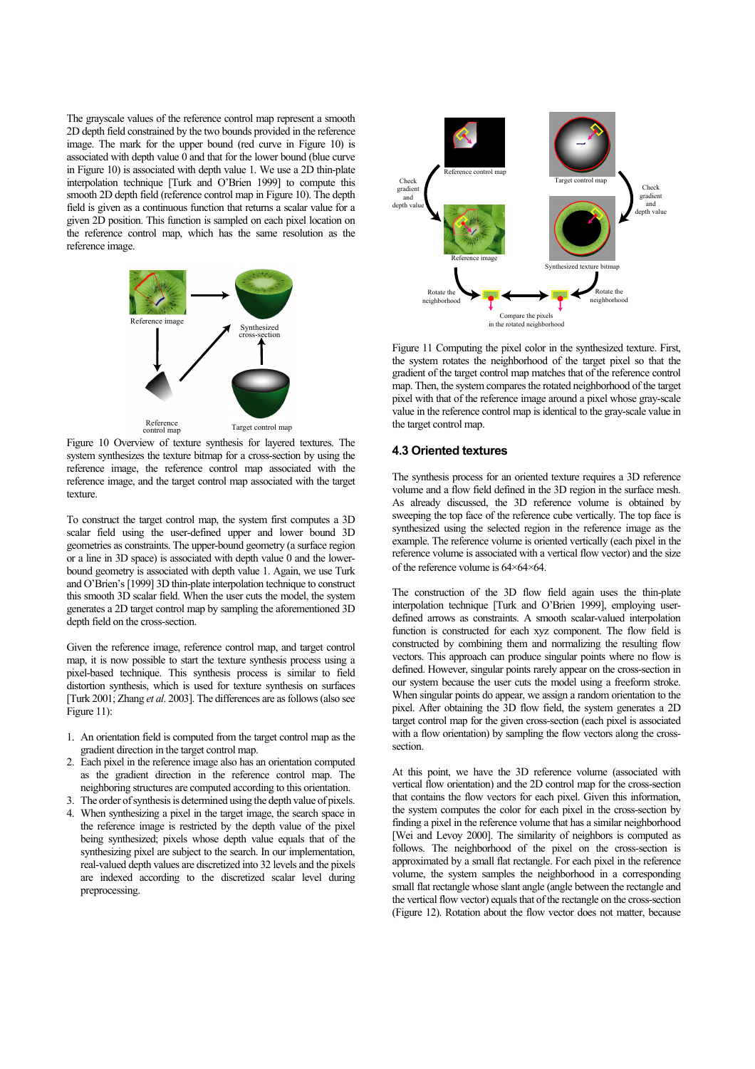The grayscale values of the reference control map represent a smooth 2D depth field constrained by the two bounds provided in the reference image. The mark for the upper bound (red curve in Figure 10) is associated with depth value 0 and that for the lower bound (blue curve in Figure 10) is associated with depth value 1. We use a 2D thin-plate interpolation technique [Turk and O'Brien 1999] to compute this smooth 2D depth field (reference control map in Figure 10). The depth field is given as a continuous function that returns a scalar value for a given 2D position. This function is sampled on each pixel location on the reference control map, which has the same resolution as the reference image.

Figure 10 Overview of texture synthesis for layered textures. The system synthesizes the texture bitmap for a cross-section by using the reference image, the reference control map associated with the reference image, and the target control map associated with the target texture.

To construct the target control map, the system first computes a 3D scalar field using the user-defined upper and lower bound 3D geometries as constraints. The upper-bound geometry (a surface region or a line in 3D space) is associated with depth value 0 and the lower-bound geometry is associated with depth value 1. Again, we use Turk and O'Brien's [1999] 3D thin-plate interpolation technique to construct this smooth 3D scalar field. When the user cuts the model, the system generates a 2D target control map by sampling the aforementioned 3D depth field on the cross-section.

Given the reference image, reference control map, and target control map, it is now possible to start the texture synthesis process using a pixel-based technique. This synthesis process is similar to field distortion synthesis, which is used for texture synthesis on surfaces [Turk 2001; Zhang *et al*. 2003]. The differences are as follows (also see Figure 11):

1. An orientation field is computed from the target control map as the gradient direction in the target control map.
2. Each pixel in the reference image also has an orientation computed as the gradient direction in the reference control map. The neighboring structures are computed according to this orientation.
3. The order of synthesis is determined using the depth value of pixels.
4. When synthesizing a pixel in the target image, the search space in the reference image is restricted by the depth value of the pixel being synthesized; pixels whose depth value equals that of the synthesizing pixel are subject to the search. In our implementation, real-valued depth values are discretized into 32 levels and the pixels are indexed according to the discretized scalar level during preprocessing.

Figure 11 Computing the pixel color in the synthesized texture. First, the system rotates the neighborhood of the target pixel so that the gradient of the target control map matches that of the reference control map. Then, the system compares the rotated neighborhood of the target pixel with that of the reference image around a pixel whose gray-scale value in the reference control map is identical to the gray-scale value in the target control map.

## 4.3 Oriented textures

The synthesis process for an oriented texture requires a 3D reference volume and a flow field defined in the 3D region in the surface mesh. As already discussed, the 3D reference volume is obtained by sweeping the top face of the reference cube vertically. The top face is synthesized using the selected region in the reference image as the example. The reference volume is oriented vertically (each pixel in the reference volume is associated with a vertical flow vector) and the size of the reference volume is 64×64×64.

The construction of the 3D flow field again uses the thin-plate interpolation technique [Turk and O'Brien 1999], employing user-defined arrows as constraints. A smooth scalar-valued interpolation function is constructed for each xyz component. The flow field is constructed by combining them and normalizing the resulting flow vectors. This approach can produce singular points where no flow is defined. However, singular points rarely appear on the cross-section in our system because the user cuts the model using a freeform stroke. When singular points do appear, we assign a random orientation to the pixel. After obtaining the 3D flow field, the system generates a 2D target control map for the given cross-section (each pixel is associated with a flow orientation) by sampling the flow vectors along the cross-section.

At this point, we have the 3D reference volume (associated with vertical flow orientation) and the 2D control map for the cross-section that contains the flow vectors for each pixel. Given this information, the system computes the color for each pixel in the cross-section by finding a pixel in the reference volume that has a similar neighborhood [Wei and Levoy 2000]. The similarity of neighbors is computed as follows. The neighborhood of the pixel on the cross-section is approximated by a small flat rectangle. For each pixel in the reference volume, the system samples the neighborhood in a corresponding small flat rectangle whose slant angle (angle between the rectangle and the vertical flow vector) equals that of the rectangle on the cross-section (Figure 12). Rotation about the flow vector does not matter, because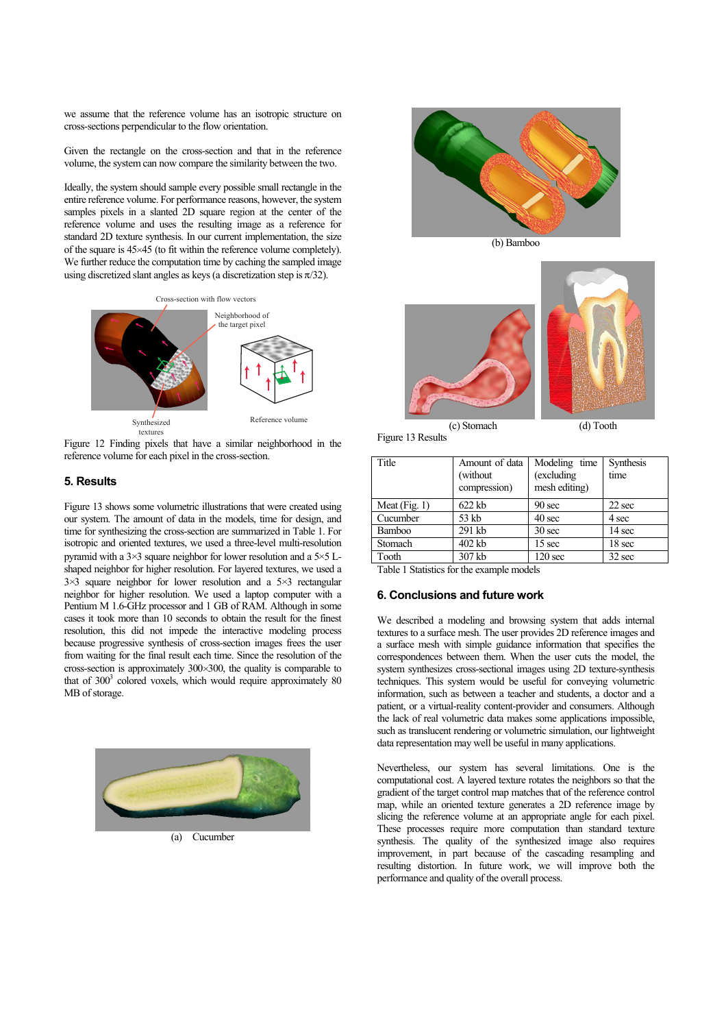we assume that the reference volume has an isotropic structure on cross-sections perpendicular to the flow orientation.

Given the rectangle on the cross-section and that in the reference volume, the system can now compare the similarity between the two.

Ideally, the system should sample every possible small rectangle in the entire reference volume. For performance reasons, however, the system samples pixels in a slanted 2D square region at the center of the reference volume and uses the resulting image as a reference for standard 2D texture synthesis. In our current implementation, the size of the square is 45×45 (to fit within the reference volume completely). We further reduce the computation time by caching the sampled image using discretized slant angles as keys (a discretization step is $\pi/32$).

Figure 12 Finding pixels that have a similar neighborhood in the reference volume for each pixel in the cross-section.

## 5. Results

Figure 13 shows some volumetric illustrations that were created using our system. The amount of data in the models, time for design, and time for synthesizing the cross-section are summarized in Table 1. For isotropic and oriented textures, we used a three-level multi-resolution pyramid with a 3×3 square neighbor for lower resolution and a 5×5 L-shaped neighbor for higher resolution. For layered textures, we used a 3×3 square neighbor for lower resolution and a 5×3 rectangular neighbor for higher resolution. We used a laptop computer with a Pentium M 1.6-GHz processor and 1 GB of RAM. Although in some cases it took more than 10 seconds to obtain the result for the finest resolution, this did not impede the interactive modeling process because progressive synthesis of cross-section images frees the user from waiting for the final result each time. Since the resolution of the cross-section is approximately 300×300, the quality is comparable to that of $300^3$ colored voxels, which would require approximately 80 MB of storage.

(a) Cucumber

(b) Bamboo

(c) Stomach (d) Tooth

Figure 13 Results

| Title | Amount of data (without compression) | Modeling time (excluding mesh editing) | Synthesis time |
|---|---|---|---|
| Meat (Fig. 1) | 622 kb | 90 sec | 22 sec |
| Cucumber | 53 kb | 40 sec | 4 sec |
| Bamboo | 291 kb | 30 sec | 14 sec |
| Stomach | 402 kb | 15 sec | 18 sec |
| Tooth | 307 kb | 120 sec | 32 sec |

Table 1 Statistics for the example models

## 6. Conclusions and future work

We described a modeling and browsing system that adds internal textures to a surface mesh. The user provides 2D reference images and a surface mesh with simple guidance information that specifies the correspondences between them. When the user cuts the model, the system synthesizes cross-sectional images using 2D texture-synthesis techniques. This system would be useful for conveying volumetric information, such as between a teacher and students, a doctor and a patient, or a virtual-reality content-provider and consumers. Although the lack of real volumetric data makes some applications impossible, such as translucent rendering or volumetric simulation, our lightweight data representation may well be useful in many applications.

Nevertheless, our system has several limitations. One is the computational cost. A layered texture rotates the neighbors so that the gradient of the target control map matches that of the reference control map, while an oriented texture generates a 2D reference image by slicing the reference volume at an appropriate angle for each pixel. These processes require more computation than standard texture synthesis. The quality of the synthesized image also requires improvement, in part because of the cascading resampling and resulting distortion. In future work, we will improve both the performance and quality of the overall process.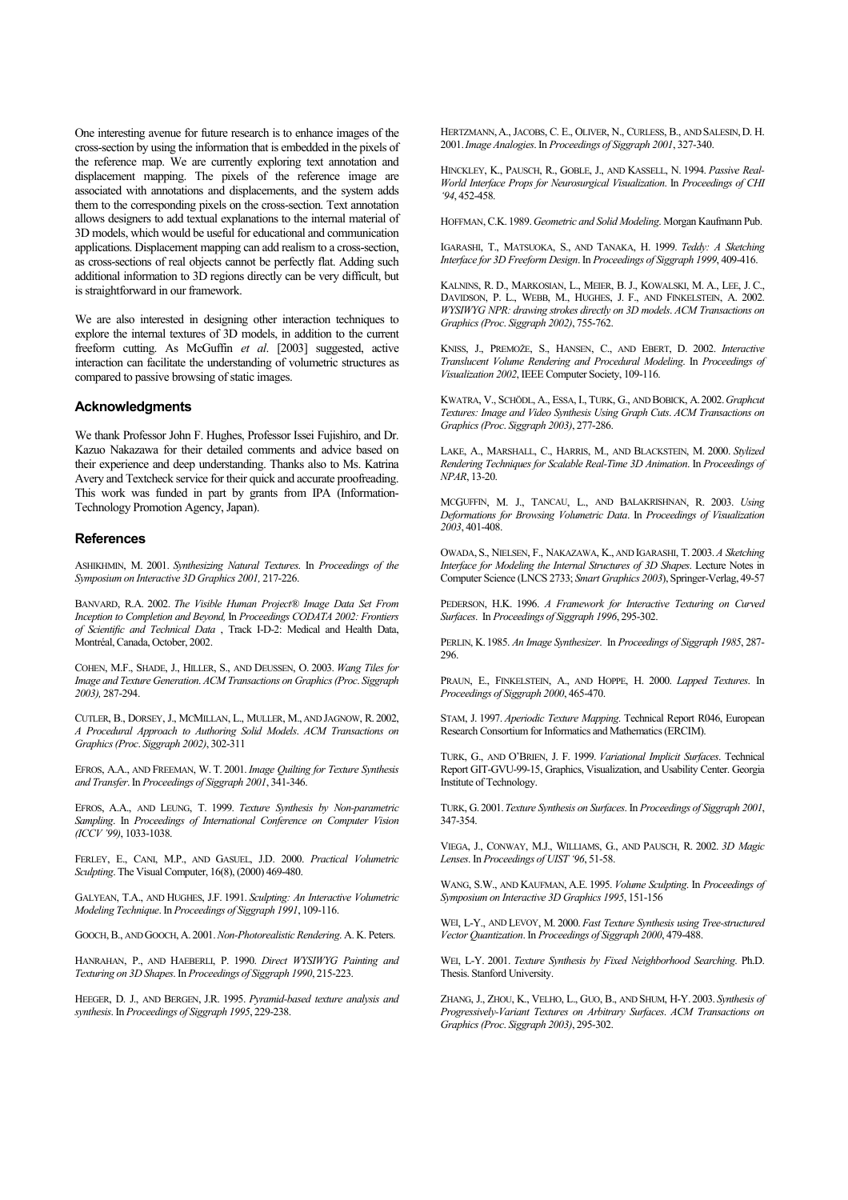One interesting avenue for future research is to enhance images of the cross-section by using the information that is embedded in the pixels of the reference map. We are currently exploring text annotation and displacement mapping. The pixels of the reference image are associated with annotations and displacements, and the system adds them to the corresponding pixels on the cross-section. Text annotation allows designers to add textual explanations to the internal material of 3D models, which would be useful for educational and communication applications. Displacement mapping can add realism to a cross-section, as cross-sections of real objects cannot be perfectly flat. Adding such additional information to 3D regions directly can be very difficult, but is straightforward in our framework.

We are also interested in designing other interaction techniques to explore the internal textures of 3D models, in addition to the current freeform cutting. As McGuffin *et al*. [2003] suggested, active interaction can facilitate the understanding of volumetric structures as compared to passive browsing of static images.

## Acknowledgments

We thank Professor John F. Hughes, Professor Issei Fujishiro, and Dr. Kazuo Nakazawa for their detailed comments and advice based on their experience and deep understanding. Thanks also to Ms. Katrina Avery and Textcheck service for their quick and accurate proofreading. This work was funded in part by grants from IPA (Information-Technology Promotion Agency, Japan).

## References

ASHIKHMIN, M. 2001. *Synthesizing Natural Textures*. In *Proceedings of the Symposium on Interactive 3D Graphics 2001,* 217-226.

BANVARD, R.A. 2002. *The Visible Human Project® Image Data Set From Inception to Completion and Beyond,* In *Proceedings CODATA 2002: Frontiers of Scientific and Technical Data* , Track I-D-2: Medical and Health Data, Montréal, Canada, October, 2002.

COHEN, M.F., SHADE, J., HILLER, S., AND DEUSSEN, O. 2003. *Wang Tiles for Image and Texture Generation*. *ACM Transactions on Graphics (Proc. Siggraph 2003),* 287-294.

CUTLER, B., DORSEY, J., MCMILLAN, L., MULLER, M., AND JAGNOW, R. 2002, *A Procedural Approach to Authoring Solid Models*. *ACM Transactions on Graphics (Proc. Siggraph 2002)*, 302-311

EFROS, A.A., AND FREEMAN, W. T. 2001. *Image Quilting for Texture Synthesis and Transfer*. In *Proceedings of Siggraph 2001*, 341-346.

EFROS, A.A., AND LEUNG, T. 1999. *Texture Synthesis by Non-parametric Sampling*. In *Proceedings of International Conference on Computer Vision (ICCV '99)*, 1033-1038.

FERLEY, E., CANI, M.P., AND GASUEL, J.D. 2000. *Practical Volumetric Sculpting*. The Visual Computer, 16(8), (2000) 469-480.

GALYEAN, T.A., AND HUGHES, J.F. 1991. *Sculpting: An Interactive Volumetric Modeling Technique*. In *Proceedings of Siggraph 1991*, 109-116.

GOOCH, B., AND GOOCH, A. 2001. *Non-Photorealistic Rendering*. A. K. Peters.

HANRAHAN, P., AND HAEBERLI, P. 1990. *Direct WYSIWYG Painting and Texturing on 3D Shapes*. In *Proceedings of Siggraph 1990*, 215-223.

HEEGER, D. J., AND BERGEN, J.R. 1995. *Pyramid-based texture analysis and synthesis*. In *Proceedings of Siggraph 1995*, 229-238.

HERTZMANN, A., JACOBS, C. E., OLIVER, N., CURLESS, B., AND SALESIN, D. H. 2001. *Image Analogies*. In *Proceedings of Siggraph 2001*, 327-340.

HINCKLEY, K., PAUSCH, R., GOBLE, J., AND KASSELL, N. 1994. *Passive Real-World Interface Props for Neurosurgical Visualization*. In *Proceedings of CHI '94*, 452-458.

HOFFMAN, C.K. 1989. *Geometric and Solid Modeling*. Morgan Kaufmann Pub.

IGARASHI, T., MATSUOKA, S., AND TANAKA, H. 1999. *Teddy: A Sketching Interface for 3D Freeform Design*. In *Proceedings of Siggraph 1999*, 409-416.

KALNINS, R. D., MARKOSIAN, L., MEIER, B. J., KOWALSKI, M. A., LEE, J. C., DAVIDSON, P. L., WEBB, M., HUGHES, J. F., AND FINKELSTEIN, A. 2002. *WYSIWYG NPR: drawing strokes directly on 3D models*. *ACM Transactions on Graphics (Proc. Siggraph 2002)*, 755-762.

KNISS, J., PREMOŽE, S., HANSEN, C., AND EBERT, D. 2002. *Interactive Translucent Volume Rendering and Procedural Modeling*. In *Proceedings of Visualization 2002*, IEEE Computer Society, 109-116.

KWATRA, V., SCHÖDL, A., ESSA, I., TURK, G., AND BOBICK, A. 2002. *Graphcut Textures: Image and Video Synthesis Using Graph Cuts*. *ACM Transactions on Graphics (Proc. Siggraph 2003)*, 277-286.

LAKE, A., MARSHALL, C., HARRIS, M., AND BLACKSTEIN, M. 2000. *Stylized Rendering Techniques for Scalable Real-Time 3D Animation*. In *Proceedings of NPAR*, 13-20.

MCGUFFIN, M. J., TANCAU, L., AND BALAKRISHNAN, R. 2003. *Using Deformations for Browsing Volumetric Data*. In *Proceedings of Visualization 2003*, 401-408.

OWADA, S., NIELSEN, F., NAKAZAWA, K., AND IGARASHI, T. 2003. *A Sketching Interface for Modeling the Internal Structures of 3D Shapes*. Lecture Notes in Computer Science (LNCS 2733; *Smart Graphics 2003*), Springer-Verlag, 49-57

PEDERSON, H.K. 1996. *A Framework for Interactive Texturing on Curved Surfaces*. In *Proceedings of Siggraph 1996*, 295-302.

PERLIN, K. 1985. *An Image Synthesizer*. In *Proceedings of Siggraph 1985*, 287-296.

PRAUN, E., FINKELSTEIN, A., AND HOPPE, H. 2000. *Lapped Textures*. In *Proceedings of Siggraph 2000*, 465-470.

STAM, J. 1997. *Aperiodic Texture Mapping*. Technical Report R046, European Research Consortium for Informatics and Mathematics (ERCIM).

TURK, G., AND O'BRIEN, J. F. 1999. *Variational Implicit Surfaces*. Technical Report GIT-GVU-99-15, Graphics, Visualization, and Usability Center. Georgia Institute of Technology.

TURK, G. 2001. *Texture Synthesis on Surfaces*. In *Proceedings of Siggraph 2001*, 347-354.

VIEGA, J., CONWAY, M.J., WILLIAMS, G., AND PAUSCH, R. 2002. *3D Magic Lenses*. In *Proceedings of UIST '96*, 51-58.

WANG, S.W., AND KAUFMAN, A.E. 1995. *Volume Sculpting*. In *Proceedings of Symposium on Interactive 3D Graphics 1995*, 151-156

WEI, L-Y., AND LEVOY, M. 2000. *Fast Texture Synthesis using Tree-structured Vector Quantization*. In *Proceedings of Siggraph 2000*, 479-488.

WEI, L-Y. 2001. *Texture Synthesis by Fixed Neighborhood Searching*. Ph.D. Thesis. Stanford University.

ZHANG, J., ZHOU, K., VELHO, L., GUO, B., AND SHUM, H-Y. 2003. *Synthesis of Progressively-Variant Textures on Arbitrary Surfaces*. *ACM Transactions on Graphics (Proc. Siggraph 2003)*, 295-302.